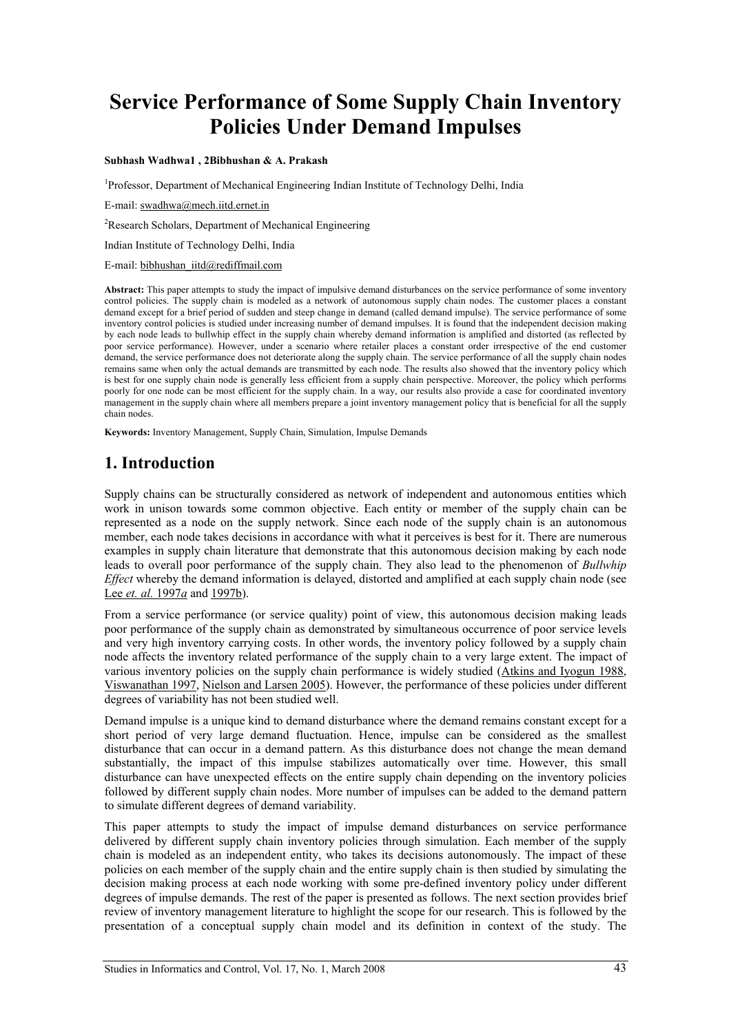# Service Performance of Some Supply Chain Inventory Policies Under Demand Impulses

**Subhash Wadhwa1 , 2Bibhushan & A. Prakash**

[1]Professor, Department of Mechanical Engineering Indian Institute of Technology Delhi, India

E-mail: swadhwa@mech.iitd.ernet.in

[2]Research Scholars, Department of Mechanical Engineering

Indian Institute of Technology Delhi, India

E-mail: bibhushan_iitd@rediffmail.com

**Abstract:** This paper attempts to study the impact of impulsive demand disturbances on the service performance of some inventory control policies. The supply chain is modeled as a network of autonomous supply chain nodes. The customer places a constant demand except for a brief period of sudden and steep change in demand (called demand impulse). The service performance of some inventory control policies is studied under increasing number of demand impulses. It is found that the independent decision making by each node leads to bullwhip effect in the supply chain whereby demand information is amplified and distorted (as reflected by poor service performance). However, under a scenario where retailer places a constant order irrespective of the end customer demand, the service performance does not deteriorate along the supply chain. The service performance of all the supply chain nodes remains same when only the actual demands are transmitted by each node. The results also showed that the inventory policy which is best for one supply chain node is generally less efficient from a supply chain perspective. Moreover, the policy which performs poorly for one node can be most efficient for the supply chain. In a way, our results also provide a case for coordinated inventory management in the supply chain where all members prepare a joint inventory management policy that is beneficial for all the supply chain nodes.

**Keywords:** Inventory Management, Supply Chain, Simulation, Impulse Demands

## 1. Introduction

Supply chains can be structurally considered as network of independent and autonomous entities which work in unison towards some common objective. Each entity or member of the supply chain can be represented as a node on the supply network. Since each node of the supply chain is an autonomous member, each node takes decisions in accordance with what it perceives is best for it. There are numerous examples in supply chain literature that demonstrate that this autonomous decision making by each node leads to overall poor performance of the supply chain. They also lead to the phenomenon of *Bullwhip Effect* whereby the demand information is delayed, distorted and amplified at each supply chain node (see Lee *et. al.* 1997*a* and 1997b).

From a service performance (or service quality) point of view, this autonomous decision making leads poor performance of the supply chain as demonstrated by simultaneous occurrence of poor service levels and very high inventory carrying costs. In other words, the inventory policy followed by a supply chain node affects the inventory related performance of the supply chain to a very large extent. The impact of various inventory policies on the supply chain performance is widely studied (Atkins and Iyogun 1988, Viswanathan 1997, Nielson and Larsen 2005). However, the performance of these policies under different degrees of variability has not been studied well.

Demand impulse is a unique kind of demand disturbance where the demand remains constant except for a short period of very large demand fluctuation. Hence, impulse can be considered as the smallest disturbance that can occur in a demand pattern. As this disturbance does not change the mean demand substantially, the impact of this impulse stabilizes automatically over time. However, this small disturbance can have unexpected effects on the entire supply chain depending on the inventory policies followed by different supply chain nodes. More number of impulses can be added to the demand pattern to simulate different degrees of demand variability.

This paper attempts to study the impact of impulse demand disturbances on service performance delivered by different supply chain inventory policies through simulation. Each member of the supply chain is modeled as an independent entity, who takes its decisions autonomously. The impact of these policies on each member of the supply chain and the entire supply chain is then studied by simulating the decision making process at each node working with some pre-defined inventory policy under different degrees of impulse demands. The rest of the paper is presented as follows. The next section provides brief review of inventory management literature to highlight the scope for our research. This is followed by the presentation of a conceptual supply chain model and its definition in context of the study. The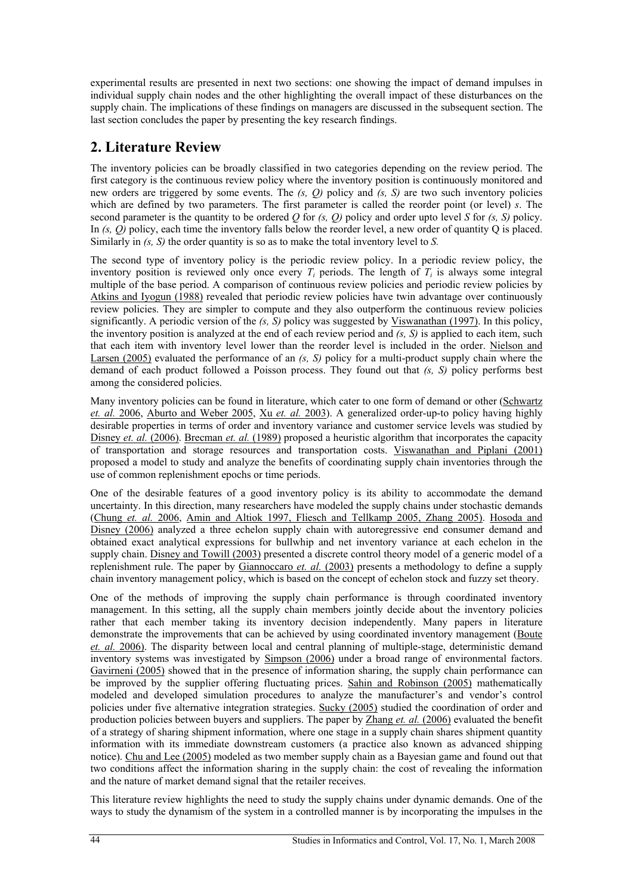experimental results are presented in next two sections: one showing the impact of demand impulses in individual supply chain nodes and the other highlighting the overall impact of these disturbances on the supply chain. The implications of these findings on managers are discussed in the subsequent section. The last section concludes the paper by presenting the key research findings.

## 2. Literature Review

The inventory policies can be broadly classified in two categories depending on the review period. The first category is the continuous review policy where the inventory position is continuously monitored and new orders are triggered by some events. The *(s, Q)* policy and *(s, S)* are two such inventory policies which are defined by two parameters. The first parameter is called the reorder point (or level) *s*. The second parameter is the quantity to be ordered *Q* for *(s, Q)* policy and order upto level *S* for *(s, S)* policy. In *(s, Q)* policy, each time the inventory falls below the reorder level, a new order of quantity Q is placed. Similarly in *(s, S)* the order quantity is so as to make the total inventory level to *S.*

The second type of inventory policy is the periodic review policy. In a periodic review policy, the inventory position is reviewed only once every $T_i$ periods. The length of $T_i$ is always some integral multiple of the base period. A comparison of continuous review policies and periodic review policies by Atkins and Iyogun (1988) revealed that periodic review policies have twin advantage over continuously review policies. They are simpler to compute and they also outperform the continuous review policies significantly. A periodic version of the *(s, S)* policy was suggested by Viswanathan (1997). In this policy, the inventory position is analyzed at the end of each review period and *(s, S)* is applied to each item, such that each item with inventory level lower than the reorder level is included in the order. Nielson and Larsen (2005) evaluated the performance of an *(s, S)* policy for a multi-product supply chain where the demand of each product followed a Poisson process. They found out that *(s, S)* policy performs best among the considered policies.

Many inventory policies can be found in literature, which cater to one form of demand or other (Schwartz *et. al.* 2006, Aburto and Weber 2005, Xu *et. al.* 2003). A generalized order-up-to policy having highly desirable properties in terms of order and inventory variance and customer service levels was studied by Disney *et. al.* (2006). Brecman *et. al.* (1989) proposed a heuristic algorithm that incorporates the capacity of transportation and storage resources and transportation costs. Viswanathan and Piplani (2001) proposed a model to study and analyze the benefits of coordinating supply chain inventories through the use of common replenishment epochs or time periods.

One of the desirable features of a good inventory policy is its ability to accommodate the demand uncertainty. In this direction, many researchers have modeled the supply chains under stochastic demands (Chung *et. al.* 2006, Amin and Altiok 1997, Fliesch and Tellkamp 2005, Zhang 2005). Hosoda and Disney (2006) analyzed a three echelon supply chain with autoregressive end consumer demand and obtained exact analytical expressions for bullwhip and net inventory variance at each echelon in the supply chain. Disney and Towill (2003) presented a discrete control theory model of a generic model of a replenishment rule. The paper by Giannoccaro *et. al.* (2003) presents a methodology to define a supply chain inventory management policy, which is based on the concept of echelon stock and fuzzy set theory.

One of the methods of improving the supply chain performance is through coordinated inventory management. In this setting, all the supply chain members jointly decide about the inventory policies rather that each member taking its inventory decision independently. Many papers in literature demonstrate the improvements that can be achieved by using coordinated inventory management (Boute *et. al.* 2006). The disparity between local and central planning of multiple-stage, deterministic demand inventory systems was investigated by Simpson (2006) under a broad range of environmental factors. Gavirneni (2005) showed that in the presence of information sharing, the supply chain performance can be improved by the supplier offering fluctuating prices. Sahin and Robinson (2005) mathematically modeled and developed simulation procedures to analyze the manufacturer's and vendor's control policies under five alternative integration strategies. Sucky (2005) studied the coordination of order and production policies between buyers and suppliers. The paper by Zhang *et. al.* (2006) evaluated the benefit of a strategy of sharing shipment information, where one stage in a supply chain shares shipment quantity information with its immediate downstream customers (a practice also known as advanced shipping notice). Chu and Lee (2005) modeled as two member supply chain as a Bayesian game and found out that two conditions affect the information sharing in the supply chain: the cost of revealing the information and the nature of market demand signal that the retailer receives.

This literature review highlights the need to study the supply chains under dynamic demands. One of the ways to study the dynamism of the system in a controlled manner is by incorporating the impulses in the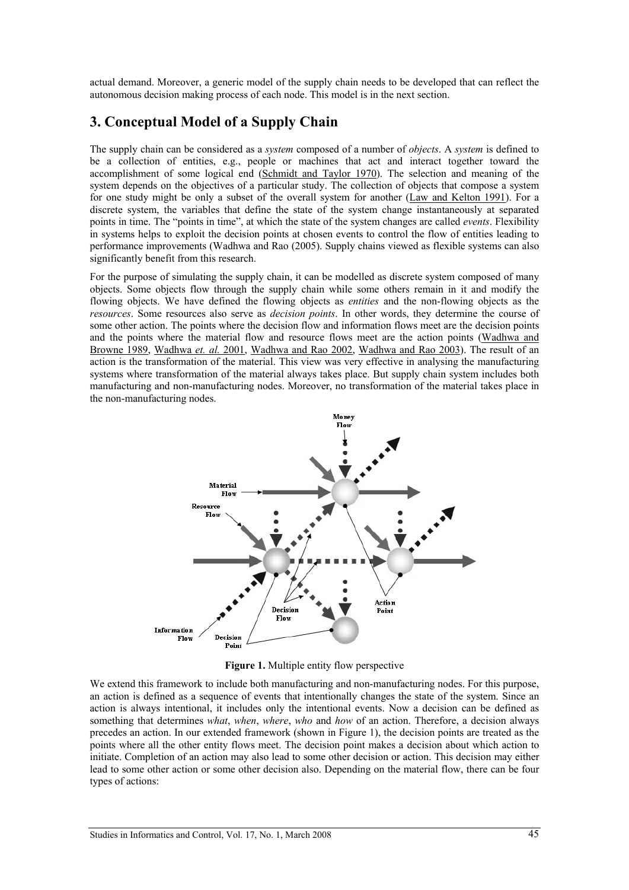actual demand. Moreover, a generic model of the supply chain needs to be developed that can reflect the autonomous decision making process of each node. This model is in the next section.

## 3. Conceptual Model of a Supply Chain

The supply chain can be considered as a *system* composed of a number of *objects*. A *system* is defined to be a collection of entities, e.g., people or machines that act and interact together toward the accomplishment of some logical end (Schmidt and Taylor 1970). The selection and meaning of the system depends on the objectives of a particular study. The collection of objects that compose a system for one study might be only a subset of the overall system for another (Law and Kelton 1991). For a discrete system, the variables that define the state of the system change instantaneously at separated points in time. The "points in time", at which the state of the system changes are called *events*. Flexibility in systems helps to exploit the decision points at chosen events to control the flow of entities leading to performance improvements (Wadhwa and Rao (2005). Supply chains viewed as flexible systems can also significantly benefit from this research.

For the purpose of simulating the supply chain, it can be modelled as discrete system composed of many objects. Some objects flow through the supply chain while some others remain in it and modify the flowing objects. We have defined the flowing objects as *entities* and the non-flowing objects as the *resources*. Some resources also serve as *decision points*. In other words, they determine the course of some other action. The points where the decision flow and information flows meet are the decision points and the points where the material flow and resource flows meet are the action points (Wadhwa and Browne 1989, Wadhwa *et. al.* 2001, Wadhwa and Rao 2002, Wadhwa and Rao 2003). The result of an action is the transformation of the material. This view was very effective in analysing the manufacturing systems where transformation of the material always takes place. But supply chain system includes both manufacturing and non-manufacturing nodes. Moreover, no transformation of the material takes place in the non-manufacturing nodes.

**Figure 1.** Multiple entity flow perspective

We extend this framework to include both manufacturing and non-manufacturing nodes. For this purpose, an action is defined as a sequence of events that intentionally changes the state of the system. Since an action is always intentional, it includes only the intentional events. Now a decision can be defined as something that determines *what*, *when*, *where*, *who* and *how* of an action. Therefore, a decision always precedes an action. In our extended framework (shown in Figure 1), the decision points are treated as the points where all the other entity flows meet. The decision point makes a decision about which action to initiate. Completion of an action may also lead to some other decision or action. This decision may either lead to some other action or some other decision also. Depending on the material flow, there can be four types of actions: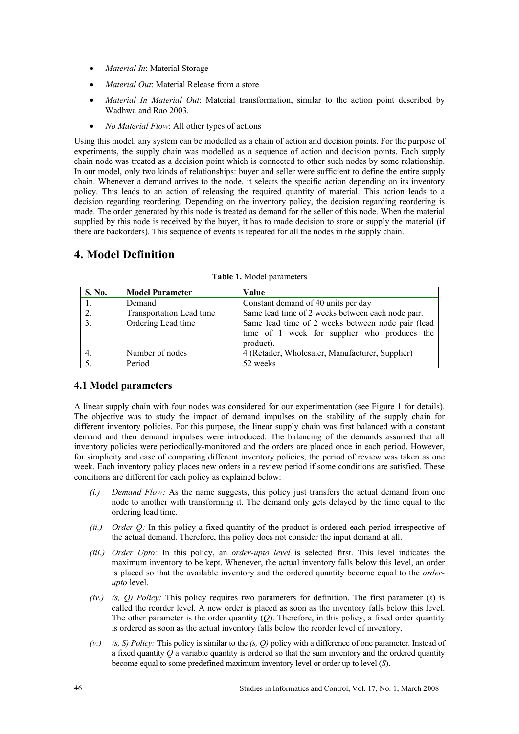- *Material In*: Material Storage
- *Material Out*: Material Release from a store
- *Material In Material Out*: Material transformation, similar to the action point described by Wadhwa and Rao 2003.
- *No Material Flow*: All other types of actions

Using this model, any system can be modelled as a chain of action and decision points. For the purpose of experiments, the supply chain was modelled as a sequence of action and decision points. Each supply chain node was treated as a decision point which is connected to other such nodes by some relationship. In our model, only two kinds of relationships: buyer and seller were sufficient to define the entire supply chain. Whenever a demand arrives to the node, it selects the specific action depending on its inventory policy. This leads to an action of releasing the required quantity of material. This action leads to a decision regarding reordering. Depending on the inventory policy, the decision regarding reordering is made. The order generated by this node is treated as demand for the seller of this node. When the material supplied by this node is received by the buyer, it has to made decision to store or supply the material (if there are backorders). This sequence of events is repeated for all the nodes in the supply chain.

# 4. Model Definition

**Table 1.** Model parameters

| S. No. | Model Parameter | Value |
|---|---|---|
| 1. | Demand | Constant demand of 40 units per day |
| 2. | Transportation Lead time | Same lead time of 2 weeks between each node pair. |
| 3. | Ordering Lead time | Same lead time of 2 weeks between node pair (lead time of 1 week for supplier who produces the product). |
| 4. | Number of nodes | 4 (Retailer, Wholesaler, Manufacturer, Supplier) |
| 5. | Period | 52 weeks |

## 4.1 Model parameters

A linear supply chain with four nodes was considered for our experimentation (see Figure 1 for details). The objective was to study the impact of demand impulses on the stability of the supply chain for different inventory policies. For this purpose, the linear supply chain was first balanced with a constant demand and then demand impulses were introduced. The balancing of the demands assumed that all inventory policies were periodically-monitored and the orders are placed once in each period. However, for simplicity and ease of comparing different inventory policies, the period of review was taken as one week. Each inventory policy places new orders in a review period if some conditions are satisfied. These conditions are different for each policy as explained below:

*(i.)* *Demand Flow:* As the name suggests, this policy just transfers the actual demand from one node to another with transforming it. The demand only gets delayed by the time equal to the ordering lead time.

*(ii.)* *Order Q:* In this policy a fixed quantity of the product is ordered each period irrespective of the actual demand. Therefore, this policy does not consider the input demand at all.

*(iii.)* *Order Upto:* In this policy, an *order-upto level* is selected first. This level indicates the maximum inventory to be kept. Whenever, the actual inventory falls below this level, an order is placed so that the available inventory and the ordered quantity become equal to the *order-upto* level.

*(iv.)* *(s, Q) Policy:* This policy requires two parameters for definition. The first parameter (*s*) is called the reorder level. A new order is placed as soon as the inventory falls below this level. The other parameter is the order quantity (*Q*). Therefore, in this policy, a fixed order quantity is ordered as soon as the actual inventory falls below the reorder level of inventory.

*(v.)* *(s, S) Policy:* This policy is similar to the *(s, Q)* policy with a difference of one parameter. Instead of a fixed quantity *Q* a variable quantity is ordered so that the sum inventory and the ordered quantity become equal to some predefined maximum inventory level or order up to level (*S*).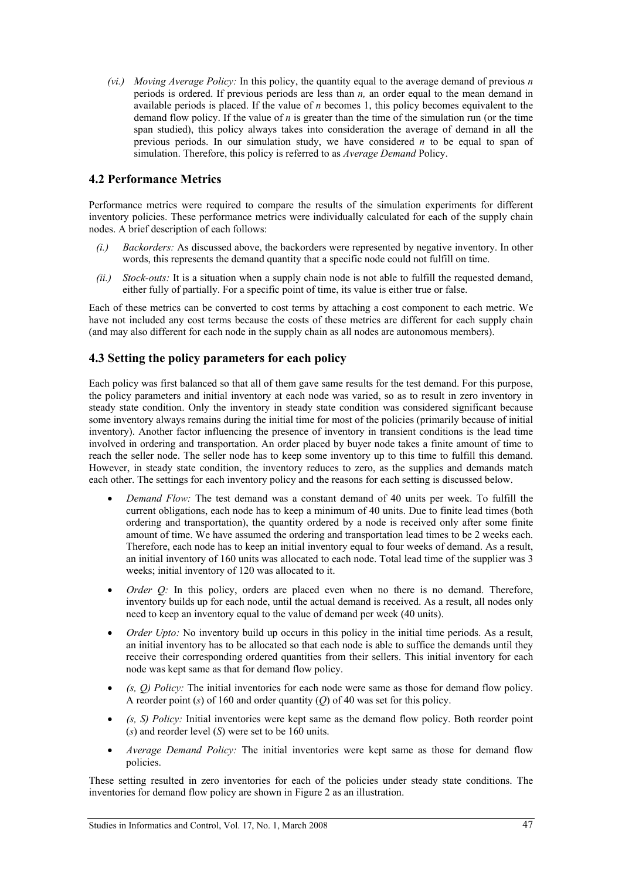*(vi.) Moving Average Policy:* In this policy, the quantity equal to the average demand of previous *n* periods is ordered. If previous periods are less than *n,* an order equal to the mean demand in available periods is placed. If the value of *n* becomes 1, this policy becomes equivalent to the demand flow policy. If the value of *n* is greater than the time of the simulation run (or the time span studied), this policy always takes into consideration the average of demand in all the previous periods. In our simulation study, we have considered *n* to be equal to span of simulation. Therefore, this policy is referred to as *Average Demand* Policy.

## 4.2 Performance Metrics

Performance metrics were required to compare the results of the simulation experiments for different inventory policies. These performance metrics were individually calculated for each of the supply chain nodes. A brief description of each follows:

*(i.) Backorders:* As discussed above, the backorders were represented by negative inventory. In other words, this represents the demand quantity that a specific node could not fulfill on time.

*(ii.) Stock-outs:* It is a situation when a supply chain node is not able to fulfill the requested demand, either fully of partially. For a specific point of time, its value is either true or false.

Each of these metrics can be converted to cost terms by attaching a cost component to each metric. We have not included any cost terms because the costs of these metrics are different for each supply chain (and may also different for each node in the supply chain as all nodes are autonomous members).

## 4.3 Setting the policy parameters for each policy

Each policy was first balanced so that all of them gave same results for the test demand. For this purpose, the policy parameters and initial inventory at each node was varied, so as to result in zero inventory in steady state condition. Only the inventory in steady state condition was considered significant because some inventory always remains during the initial time for most of the policies (primarily because of initial inventory). Another factor influencing the presence of inventory in transient conditions is the lead time involved in ordering and transportation. An order placed by buyer node takes a finite amount of time to reach the seller node. The seller node has to keep some inventory up to this time to fulfill this demand. However, in steady state condition, the inventory reduces to zero, as the supplies and demands match each other. The settings for each inventory policy and the reasons for each setting is discussed below.

- *Demand Flow:* The test demand was a constant demand of 40 units per week. To fulfill the current obligations, each node has to keep a minimum of 40 units. Due to finite lead times (both ordering and transportation), the quantity ordered by a node is received only after some finite amount of time. We have assumed the ordering and transportation lead times to be 2 weeks each. Therefore, each node has to keep an initial inventory equal to four weeks of demand. As a result, an initial inventory of 160 units was allocated to each node. Total lead time of the supplier was 3 weeks; initial inventory of 120 was allocated to it.
- *Order Q:* In this policy, orders are placed even when no there is no demand. Therefore, inventory builds up for each node, until the actual demand is received. As a result, all nodes only need to keep an inventory equal to the value of demand per week (40 units).
- *Order Upto:* No inventory build up occurs in this policy in the initial time periods. As a result, an initial inventory has to be allocated so that each node is able to suffice the demands until they receive their corresponding ordered quantities from their sellers. This initial inventory for each node was kept same as that for demand flow policy.
- *(s, Q) Policy:* The initial inventories for each node were same as those for demand flow policy. A reorder point ($s$) of 160 and order quantity ($Q$) of 40 was set for this policy.
- *(s, S) Policy:* Initial inventories were kept same as the demand flow policy. Both reorder point ($s$) and reorder level ($S$) were set to be 160 units.
- *Average Demand Policy:* The initial inventories were kept same as those for demand flow policies.

These setting resulted in zero inventories for each of the policies under steady state conditions. The inventories for demand flow policy are shown in Figure 2 as an illustration.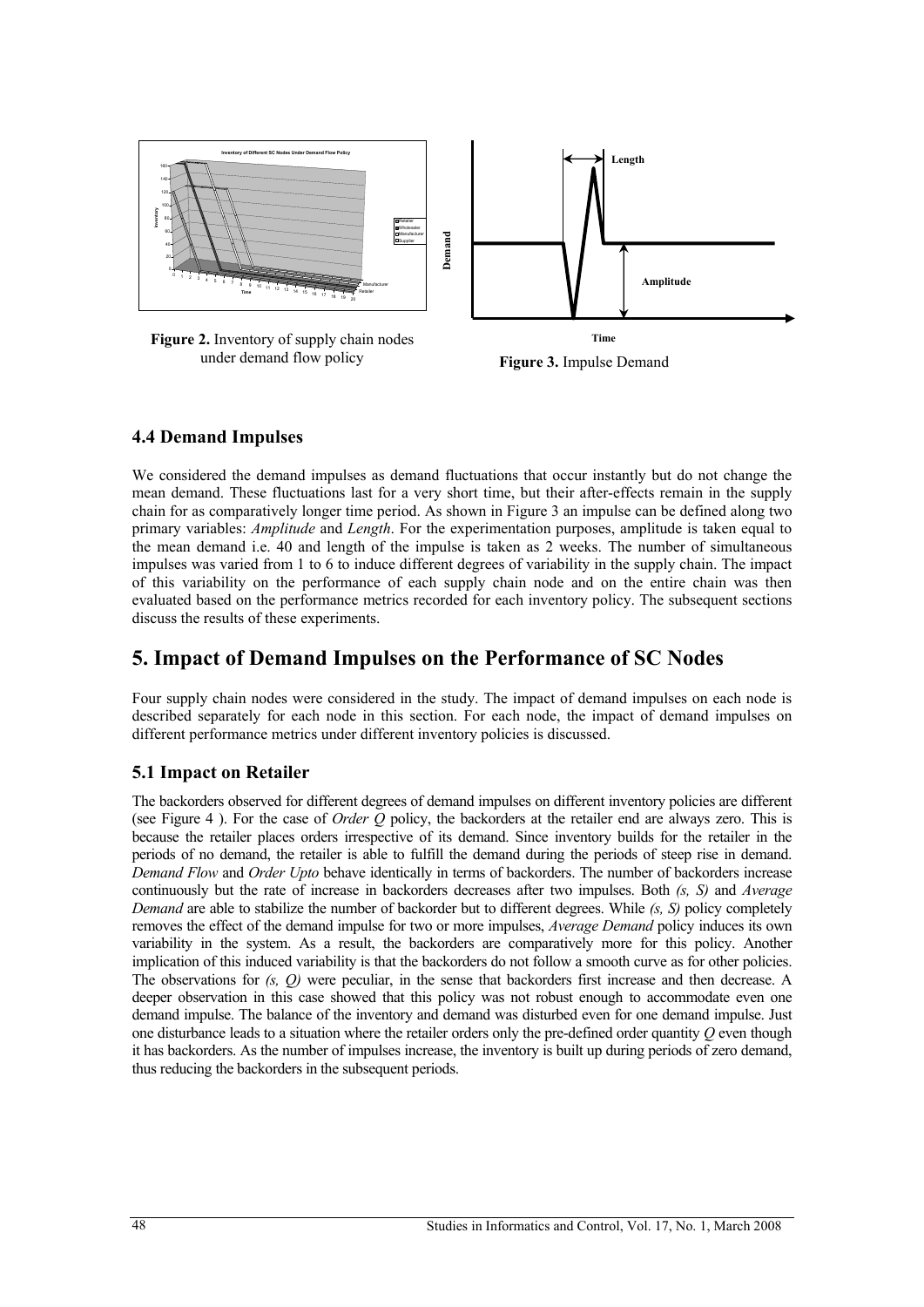Figure 2. Inventory of supply chain nodes under demand flow policy

Figure 3. Impulse Demand

### 4.4 Demand Impulses

We considered the demand impulses as demand fluctuations that occur instantly but do not change the mean demand. These fluctuations last for a very short time, but their after-effects remain in the supply chain for as comparatively longer time period. As shown in Figure 3 an impulse can be defined along two primary variables: *Amplitude* and *Length*. For the experimentation purposes, amplitude is taken equal to the mean demand i.e. 40 and length of the impulse is taken as 2 weeks. The number of simultaneous impulses was varied from 1 to 6 to induce different degrees of variability in the supply chain. The impact of this variability on the performance of each supply chain node and on the entire chain was then evaluated based on the performance metrics recorded for each inventory policy. The subsequent sections discuss the results of these experiments.

## 5. Impact of Demand Impulses on the Performance of SC Nodes

Four supply chain nodes were considered in the study. The impact of demand impulses on each node is described separately for each node in this section. For each node, the impact of demand impulses on different performance metrics under different inventory policies is discussed.

### 5.1 Impact on Retailer

The backorders observed for different degrees of demand impulses on different inventory policies are different (see Figure 4 ). For the case of *Order Q* policy, the backorders at the retailer end are always zero. This is because the retailer places orders irrespective of its demand. Since inventory builds for the retailer in the periods of no demand, the retailer is able to fulfill the demand during the periods of steep rise in demand. *Demand Flow* and *Order Upto* behave identically in terms of backorders. The number of backorders increase continuously but the rate of increase in backorders decreases after two impulses. Both *(s, S)* and *Average Demand* are able to stabilize the number of backorder but to different degrees. While *(s, S)* policy completely removes the effect of the demand impulse for two or more impulses, *Average Demand* policy induces its own variability in the system. As a result, the backorders are comparatively more for this policy. Another implication of this induced variability is that the backorders do not follow a smooth curve as for other policies. The observations for *(s, Q)* were peculiar, in the sense that backorders first increase and then decrease. A deeper observation in this case showed that this policy was not robust enough to accommodate even one demand impulse. The balance of the inventory and demand was disturbed even for one demand impulse. Just one disturbance leads to a situation where the retailer orders only the pre-defined order quantity *Q* even though it has backorders. As the number of impulses increase, the inventory is built up during periods of zero demand, thus reducing the backorders in the subsequent periods.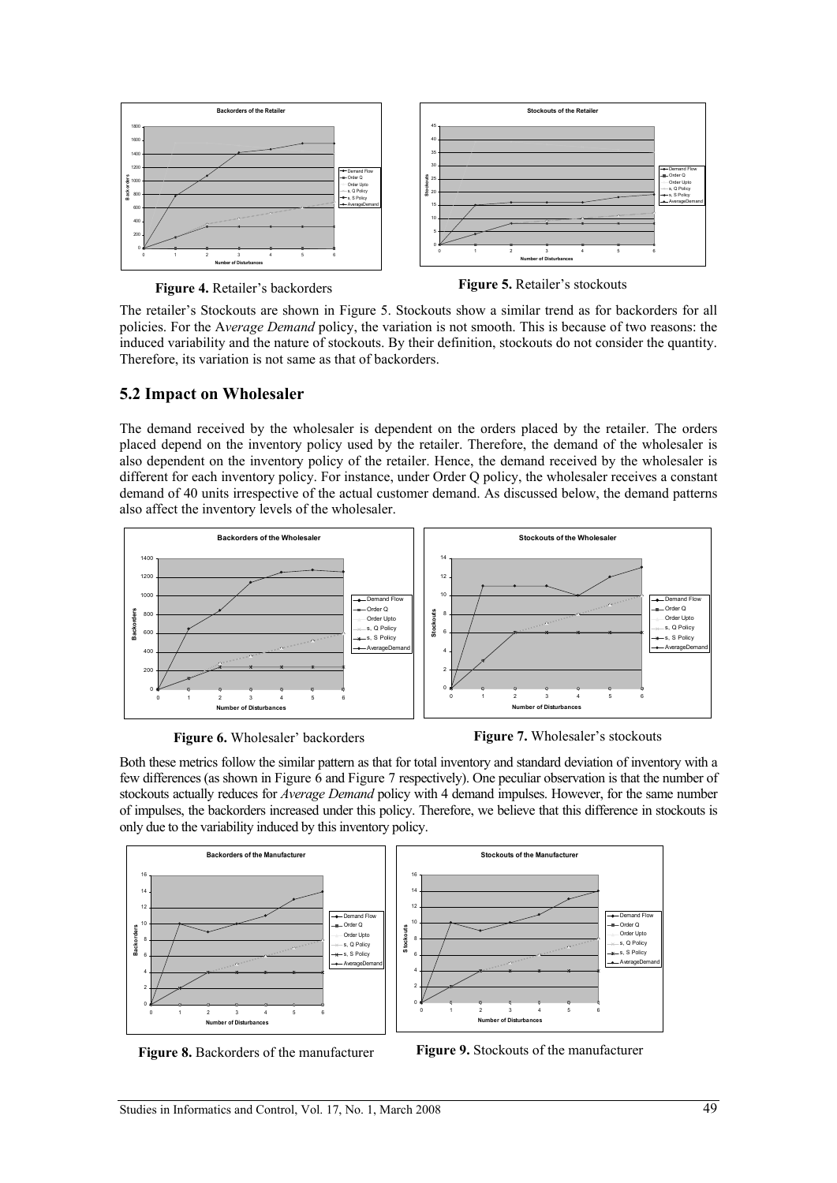**Figure 4.** Retailer's backorders

**Figure 5.** Retailer's stockouts

The retailer's Stockouts are shown in Figure 5. Stockouts show a similar trend as for backorders for all policies. For the A*verage Demand* policy, the variation is not smooth. This is because of two reasons: the induced variability and the nature of stockouts. By their definition, stockouts do not consider the quantity. Therefore, its variation is not same as that of backorders.

## 5.2 Impact on Wholesaler

The demand received by the wholesaler is dependent on the orders placed by the retailer. The orders placed depend on the inventory policy used by the retailer. Therefore, the demand of the wholesaler is also dependent on the inventory policy of the retailer. Hence, the demand received by the wholesaler is different for each inventory policy. For instance, under Order Q policy, the wholesaler receives a constant demand of 40 units irrespective of the actual customer demand. As discussed below, the demand patterns also affect the inventory levels of the wholesaler.

**Figure 6.** Wholesaler' backorders

**Figure 7.** Wholesaler's stockouts

Both these metrics follow the similar pattern as that for total inventory and standard deviation of inventory with a few differences (as shown in Figure 6 and Figure 7 respectively). One peculiar observation is that the number of stockouts actually reduces for *Average Demand* policy with 4 demand impulses. However, for the same number of impulses, the backorders increased under this policy. Therefore, we believe that this difference in stockouts is only due to the variability induced by this inventory policy.

**Figure 8.** Backorders of the manufacturer

**Figure 9.** Stockouts of the manufacturer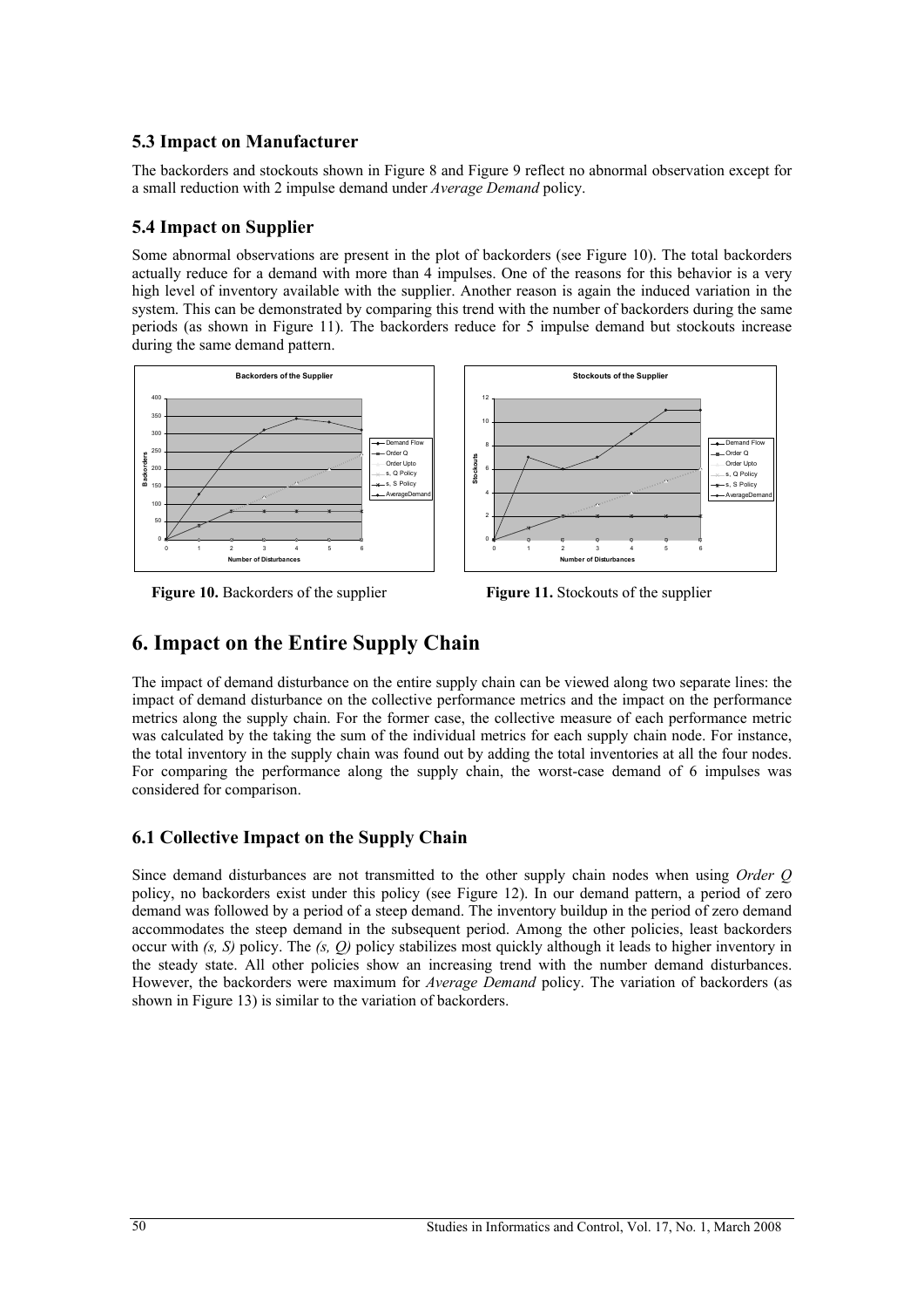### 5.3 Impact on Manufacturer

The backorders and stockouts shown in Figure 8 and Figure 9 reflect no abnormal observation except for a small reduction with 2 impulse demand under *Average Demand* policy.

### 5.4 Impact on Supplier

Some abnormal observations are present in the plot of backorders (see Figure 10). The total backorders actually reduce for a demand with more than 4 impulses. One of the reasons for this behavior is a very high level of inventory available with the supplier. Another reason is again the induced variation in the system. This can be demonstrated by comparing this trend with the number of backorders during the same periods (as shown in Figure 11). The backorders reduce for 5 impulse demand but stockouts increase during the same demand pattern.

**Figure 10.** Backorders of the supplier

**Figure 11.** Stockouts of the supplier

# 6. Impact on the Entire Supply Chain

The impact of demand disturbance on the entire supply chain can be viewed along two separate lines: the impact of demand disturbance on the collective performance metrics and the impact on the performance metrics along the supply chain. For the former case, the collective measure of each performance metric was calculated by the taking the sum of the individual metrics for each supply chain node. For instance, the total inventory in the supply chain was found out by adding the total inventories at all the four nodes. For comparing the performance along the supply chain, the worst-case demand of 6 impulses was considered for comparison.

### 6.1 Collective Impact on the Supply Chain

Since demand disturbances are not transmitted to the other supply chain nodes when using *Order Q* policy, no backorders exist under this policy (see Figure 12). In our demand pattern, a period of zero demand was followed by a period of a steep demand. The inventory buildup in the period of zero demand accommodates the steep demand in the subsequent period. Among the other policies, least backorders occur with *(s, S)* policy. The *(s, Q)* policy stabilizes most quickly although it leads to higher inventory in the steady state. All other policies show an increasing trend with the number demand disturbances. However, the backorders were maximum for *Average Demand* policy. The variation of backorders (as shown in Figure 13) is similar to the variation of backorders.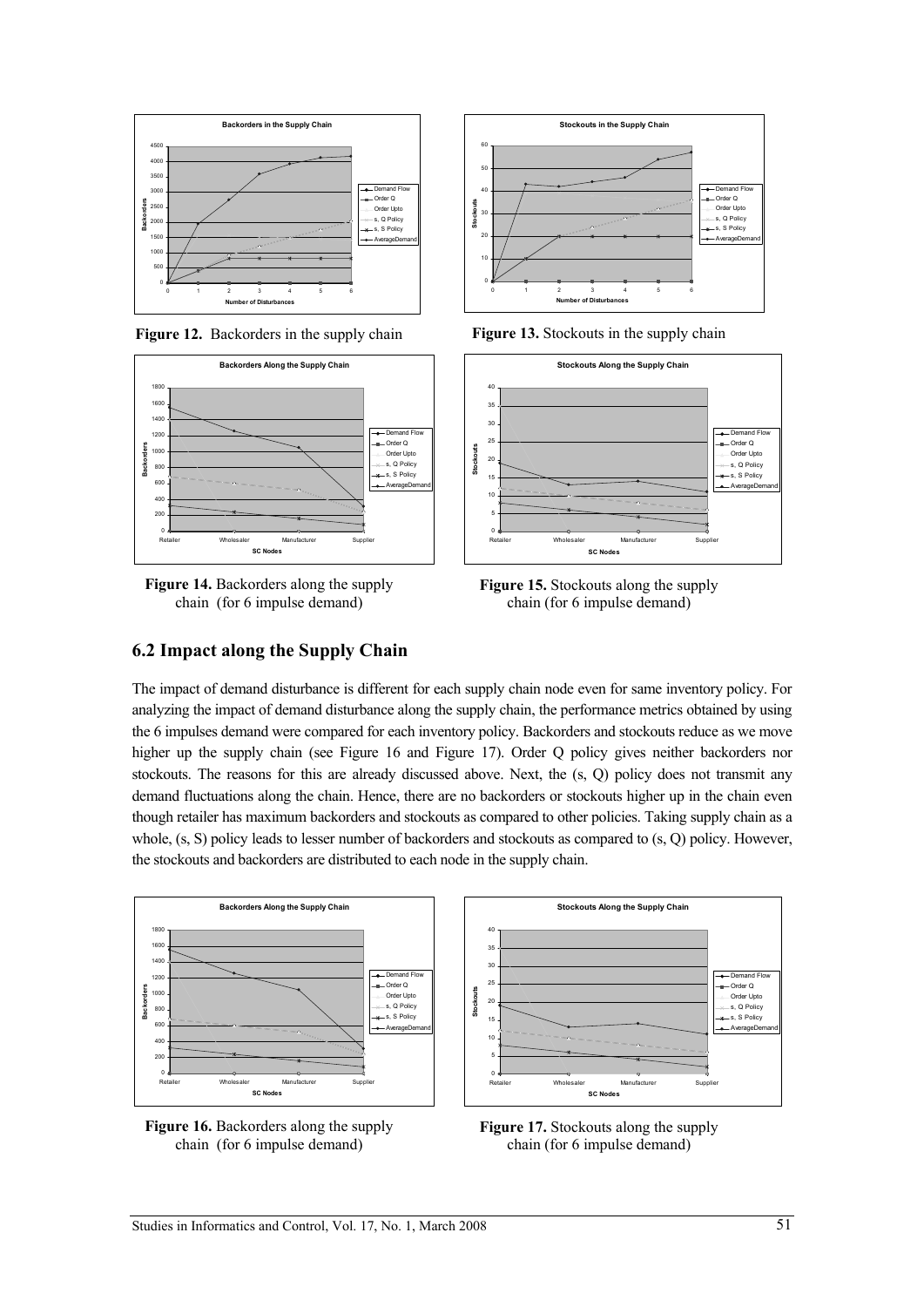**Figure 12.** Backorders in the supply chain

**Figure 13.** Stockouts in the supply chain

**Figure 14.** Backorders along the supply chain (for 6 impulse demand)

**Figure 15.** Stockouts along the supply chain (for 6 impulse demand)

## 6.2 Impact along the Supply Chain

The impact of demand disturbance is different for each supply chain node even for same inventory policy. For analyzing the impact of demand disturbance along the supply chain, the performance metrics obtained by using the 6 impulses demand were compared for each inventory policy. Backorders and stockouts reduce as we move higher up the supply chain (see Figure 16 and Figure 17). Order Q policy gives neither backorders nor stockouts. The reasons for this are already discussed above. Next, the (s, Q) policy does not transmit any demand fluctuations along the chain. Hence, there are no backorders or stockouts higher up in the chain even though retailer has maximum backorders and stockouts as compared to other policies. Taking supply chain as a whole, (s, S) policy leads to lesser number of backorders and stockouts as compared to (s, Q) policy. However, the stockouts and backorders are distributed to each node in the supply chain.

**Figure 16.** Backorders along the supply chain (for 6 impulse demand)

**Figure 17.** Stockouts along the supply chain (for 6 impulse demand)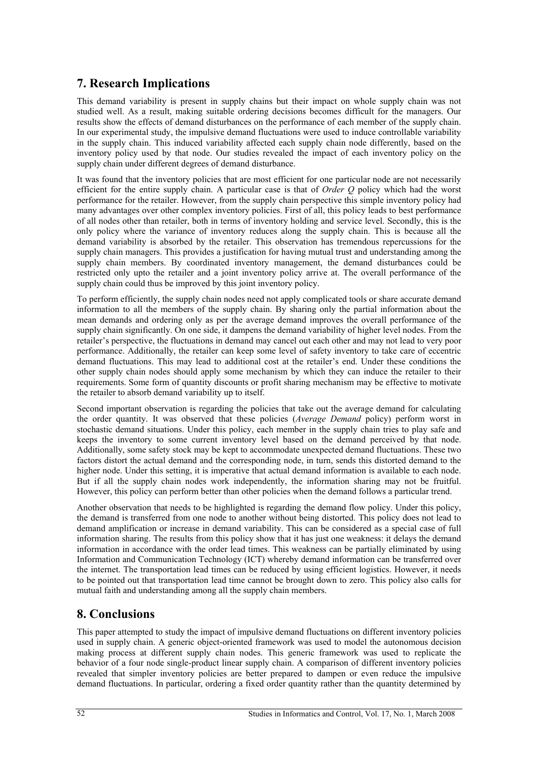## 7. Research Implications

This demand variability is present in supply chains but their impact on whole supply chain was not studied well. As a result, making suitable ordering decisions becomes difficult for the managers. Our results show the effects of demand disturbances on the performance of each member of the supply chain. In our experimental study, the impulsive demand fluctuations were used to induce controllable variability in the supply chain. This induced variability affected each supply chain node differently, based on the inventory policy used by that node. Our studies revealed the impact of each inventory policy on the supply chain under different degrees of demand disturbance.

It was found that the inventory policies that are most efficient for one particular node are not necessarily efficient for the entire supply chain. A particular case is that of *Order Q* policy which had the worst performance for the retailer. However, from the supply chain perspective this simple inventory policy had many advantages over other complex inventory policies. First of all, this policy leads to best performance of all nodes other than retailer, both in terms of inventory holding and service level. Secondly, this is the only policy where the variance of inventory reduces along the supply chain. This is because all the demand variability is absorbed by the retailer. This observation has tremendous repercussions for the supply chain managers. This provides a justification for having mutual trust and understanding among the supply chain members. By coordinated inventory management, the demand disturbances could be restricted only upto the retailer and a joint inventory policy arrive at. The overall performance of the supply chain could thus be improved by this joint inventory policy.

To perform efficiently, the supply chain nodes need not apply complicated tools or share accurate demand information to all the members of the supply chain. By sharing only the partial information about the mean demands and ordering only as per the average demand improves the overall performance of the supply chain significantly. On one side, it dampens the demand variability of higher level nodes. From the retailer's perspective, the fluctuations in demand may cancel out each other and may not lead to very poor performance. Additionally, the retailer can keep some level of safety inventory to take care of eccentric demand fluctuations. This may lead to additional cost at the retailer's end. Under these conditions the other supply chain nodes should apply some mechanism by which they can induce the retailer to their requirements. Some form of quantity discounts or profit sharing mechanism may be effective to motivate the retailer to absorb demand variability up to itself.

Second important observation is regarding the policies that take out the average demand for calculating the order quantity. It was observed that these policies (*Average Demand* policy) perform worst in stochastic demand situations. Under this policy, each member in the supply chain tries to play safe and keeps the inventory to some current inventory level based on the demand perceived by that node. Additionally, some safety stock may be kept to accommodate unexpected demand fluctuations. These two factors distort the actual demand and the corresponding node, in turn, sends this distorted demand to the higher node. Under this setting, it is imperative that actual demand information is available to each node. But if all the supply chain nodes work independently, the information sharing may not be fruitful. However, this policy can perform better than other policies when the demand follows a particular trend.

Another observation that needs to be highlighted is regarding the demand flow policy. Under this policy, the demand is transferred from one node to another without being distorted. This policy does not lead to demand amplification or increase in demand variability. This can be considered as a special case of full information sharing. The results from this policy show that it has just one weakness: it delays the demand information in accordance with the order lead times. This weakness can be partially eliminated by using Information and Communication Technology (ICT) whereby demand information can be transferred over the internet. The transportation lead times can be reduced by using efficient logistics. However, it needs to be pointed out that transportation lead time cannot be brought down to zero. This policy also calls for mutual faith and understanding among all the supply chain members.

## 8. Conclusions

This paper attempted to study the impact of impulsive demand fluctuations on different inventory policies used in supply chain. A generic object-oriented framework was used to model the autonomous decision making process at different supply chain nodes. This generic framework was used to replicate the behavior of a four node single-product linear supply chain. A comparison of different inventory policies revealed that simpler inventory policies are better prepared to dampen or even reduce the impulsive demand fluctuations. In particular, ordering a fixed order quantity rather than the quantity determined by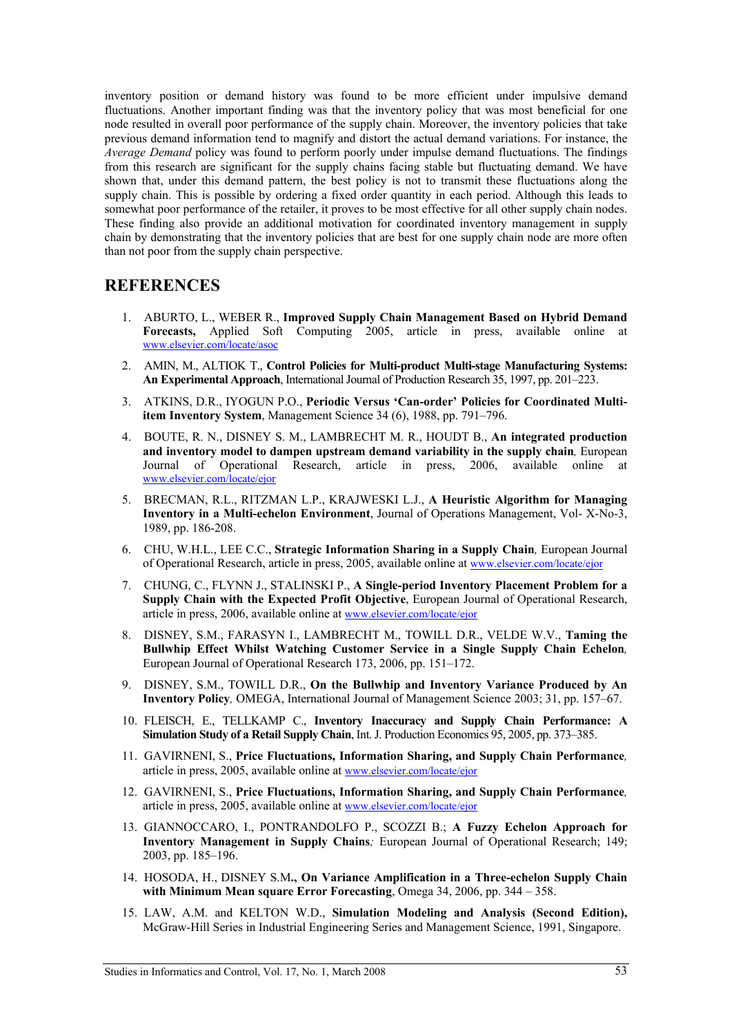inventory position or demand history was found to be more efficient under impulsive demand fluctuations. Another important finding was that the inventory policy that was most beneficial for one node resulted in overall poor performance of the supply chain. Moreover, the inventory policies that take previous demand information tend to magnify and distort the actual demand variations. For instance, the *Average Demand* policy was found to perform poorly under impulse demand fluctuations. The findings from this research are significant for the supply chains facing stable but fluctuating demand. We have shown that, under this demand pattern, the best policy is not to transmit these fluctuations along the supply chain. This is possible by ordering a fixed order quantity in each period. Although this leads to somewhat poor performance of the retailer, it proves to be most effective for all other supply chain nodes. These finding also provide an additional motivation for coordinated inventory management in supply chain by demonstrating that the inventory policies that are best for one supply chain node are more often than not poor from the supply chain perspective.

## REFERENCES

1. ABURTO, L., WEBER R., **Improved Supply Chain Management Based on Hybrid Demand Forecasts,** Applied Soft Computing 2005, article in press, available online at www.elsevier.com/locate/asoc
2. AMIN, M., ALTIOK T., **Control Policies for Multi-product Multi-stage Manufacturing Systems: An Experimental Approach**, International Journal of Production Research 35, 1997, pp. 201–223.
3. ATKINS, D.R., IYOGUN P.O., **Periodic Versus 'Can-order' Policies for Coordinated Multi-item Inventory System**, Management Science 34 (6), 1988, pp. 791–796.
4. BOUTE, R. N., DISNEY S. M., LAMBRECHT M. R., HOUDT B., **An integrated production and inventory model to dampen upstream demand variability in the supply chain***,* European Journal of Operational Research, article in press, 2006, available online at www.elsevier.com/locate/ejor
5. BRECMAN, R.L., RITZMAN L.P., KRAJWESKI L.J., **A Heuristic Algorithm for Managing Inventory in a Multi-echelon Environment**, Journal of Operations Management, Vol- X-No-3, 1989, pp. 186-208.
6. CHU, W.H.L., LEE C.C., **Strategic Information Sharing in a Supply Chain***,* European Journal of Operational Research, article in press, 2005, available online at www.elsevier.com/locate/ejor
7. CHUNG, C., FLYNN J., STALINSKI P., **A Single-period Inventory Placement Problem for a Supply Chain with the Expected Profit Objective**, European Journal of Operational Research, article in press, 2006, available online at www.elsevier.com/locate/ejor
8. DISNEY, S.M., FARASYN I., LAMBRECHT M., TOWILL D.R., VELDE W.V., **Taming the Bullwhip Effect Whilst Watching Customer Service in a Single Supply Chain Echelon***,* European Journal of Operational Research 173, 2006, pp. 151–172.
9. DISNEY, S.M., TOWILL D.R., **On the Bullwhip and Inventory Variance Produced by An Inventory Policy***,* OMEGA, International Journal of Management Science 2003; 31, pp. 157–67.
10. FLEISCH, E., TELLKAMP C., **Inventory Inaccuracy and Supply Chain Performance: A Simulation Study of a Retail Supply Chain**, Int. J. Production Economics 95, 2005, pp. 373–385.
11. GAVIRNENI, S., **Price Fluctuations, Information Sharing, and Supply Chain Performance***,* article in press, 2005, available online at www.elsevier.com/locate/ejor
12. GAVIRNENI, S., **Price Fluctuations, Information Sharing, and Supply Chain Performance***,* article in press, 2005, available online at www.elsevier.com/locate/ejor
13. GIANNOCCARO, I., PONTRANDOLFO P., SCOZZI B.; **A Fuzzy Echelon Approach for Inventory Management in Supply Chains***;* European Journal of Operational Research; 149; 2003, pp. 185–196.
14. HOSODA, H., DISNEY S.M**., On Variance Amplification in a Three-echelon Supply Chain with Minimum Mean square Error Forecasting**, Omega 34, 2006, pp. 344 – 358.
15. LAW, A.M. and KELTON W.D., **Simulation Modeling and Analysis (Second Edition),** McGraw-Hill Series in Industrial Engineering Series and Management Science, 1991, Singapore.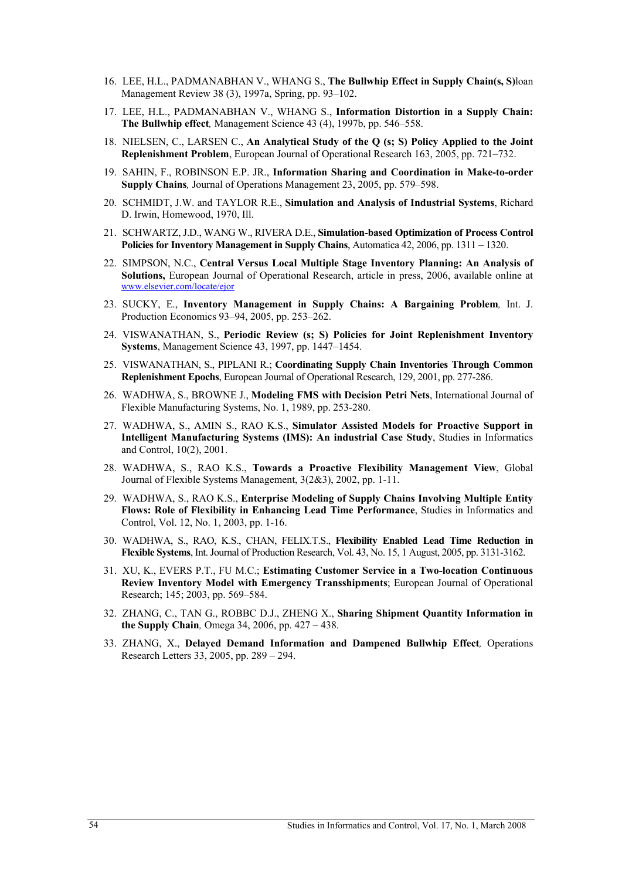16. LEE, H.L., PADMANABHAN V., WHANG S., **The Bullwhip Effect in Supply Chain(s, S)**loan Management Review 38 (3), 1997a, Spring, pp. 93–102.

17. LEE, H.L., PADMANABHAN V., WHANG S., **Information Distortion in a Supply Chain: The Bullwhip effect***,* Management Science 43 (4), 1997b, pp. 546–558.

18. NIELSEN, C., LARSEN C., **An Analytical Study of the Q (s; S) Policy Applied to the Joint Replenishment Problem**, European Journal of Operational Research 163, 2005, pp. 721–732.

19. SAHIN, F., ROBINSON E.P. JR., **Information Sharing and Coordination in Make-to-order Supply Chains***,* Journal of Operations Management 23, 2005, pp. 579–598.

20. SCHMIDT, J.W. and TAYLOR R.E., **Simulation and Analysis of Industrial Systems**, Richard D. Irwin, Homewood, 1970, Ill.

21. SCHWARTZ, J.D., WANG W., RIVERA D.E., **Simulation-based Optimization of Process Control Policies for Inventory Management in Supply Chains**, Automatica 42, 2006, pp. 1311 – 1320.

22. SIMPSON, N.C., **Central Versus Local Multiple Stage Inventory Planning: An Analysis of Solutions,** European Journal of Operational Research, article in press, 2006, available online at www.elsevier.com/locate/ejor

23. SUCKY, E., **Inventory Management in Supply Chains: A Bargaining Problem***,* Int. J. Production Economics 93–94, 2005, pp. 253–262.

24. VISWANATHAN, S., **Periodic Review (s; S) Policies for Joint Replenishment Inventory Systems**, Management Science 43, 1997, pp. 1447–1454.

25. VISWANATHAN, S., PIPLANI R.; **Coordinating Supply Chain Inventories Through Common Replenishment Epochs**, European Journal of Operational Research, 129, 2001, pp. 277-286.

26. WADHWA, S., BROWNE J., **Modeling FMS with Decision Petri Nets**, International Journal of Flexible Manufacturing Systems, No. 1, 1989, pp. 253-280.

27. WADHWA, S., AMIN S., RAO K.S., **Simulator Assisted Models for Proactive Support in Intelligent Manufacturing Systems (IMS): An industrial Case Study**, Studies in Informatics and Control, 10(2), 2001.

28. WADHWA, S., RAO K.S., **Towards a Proactive Flexibility Management View**, Global Journal of Flexible Systems Management, 3(2&3), 2002, pp. 1-11.

29. WADHWA, S., RAO K.S., **Enterprise Modeling of Supply Chains Involving Multiple Entity Flows: Role of Flexibility in Enhancing Lead Time Performance**, Studies in Informatics and Control, Vol. 12, No. 1, 2003, pp. 1-16.

30. WADHWA, S., RAO, K.S., CHAN, FELIX.T.S., **Flexibility Enabled Lead Time Reduction in Flexible Systems**, Int. Journal of Production Research, Vol. 43, No. 15, 1 August, 2005, pp. 3131-3162.

31. XU, K., EVERS P.T., FU M.C.; **Estimating Customer Service in a Two-location Continuous Review Inventory Model with Emergency Transshipments**; European Journal of Operational Research; 145; 2003, pp. 569–584.

32. ZHANG, C., TAN G., ROBBC D.J., ZHENG X., **Sharing Shipment Quantity Information in the Supply Chain***,* Omega 34, 2006, pp. 427 – 438.

33. ZHANG, X., **Delayed Demand Information and Dampened Bullwhip Effect***,* Operations Research Letters 33, 2005, pp. 289 – 294.